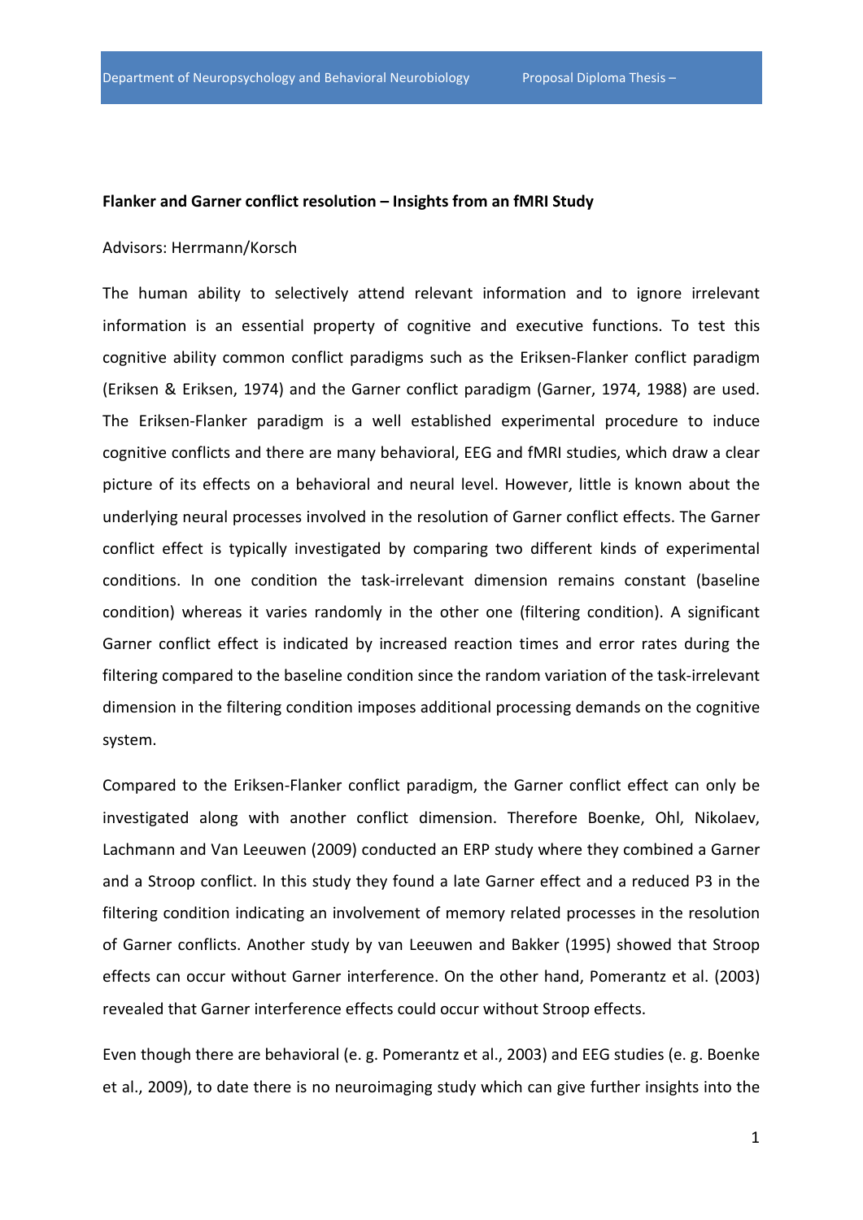**Flanker and Garner conflict resolution – Insights from an fMRI Study**

Advisors: Herrmann/Korsch

The human ability to selectively attend relevant information and to ignore irrelevant information is an essential property of cognitive and executive functions. To test this cognitive ability common conflict paradigms such as the Eriksen-Flanker conflict paradigm (Eriksen & Eriksen, 1974) and the Garner conflict paradigm (Garner, 1974, 1988) are used. The Eriksen-Flanker paradigm is a well established experimental procedure to induce cognitive conflicts and there are many behavioral, EEG and fMRI studies, which draw a clear picture of its effects on a behavioral and neural level. However, little is known about the underlying neural processes involved in the resolution of Garner conflict effects. The Garner conflict effect is typically investigated by comparing two different kinds of experimental conditions. In one condition the task-irrelevant dimension remains constant (baseline condition) whereas it varies randomly in the other one (filtering condition). A significant Garner conflict effect is indicated by increased reaction times and error rates during the filtering compared to the baseline condition since the random variation of the task-irrelevant dimension in the filtering condition imposes additional processing demands on the cognitive system.

Compared to the Eriksen-Flanker conflict paradigm, the Garner conflict effect can only be investigated along with another conflict dimension. Therefore Boenke, Ohl, Nikolaev, Lachmann and Van Leeuwen (2009) conducted an ERP study where they combined a Garner and a Stroop conflict. In this study they found a late Garner effect and a reduced P3 in the filtering condition indicating an involvement of memory related processes in the resolution of Garner conflicts. Another study by van Leeuwen and Bakker (1995) showed that Stroop effects can occur without Garner interference. On the other hand, Pomerantz et al. (2003) revealed that Garner interference effects could occur without Stroop effects.

Even though there are behavioral (e. g. Pomerantz et al., 2003) and EEG studies (e. g. Boenke et al., 2009), to date there is no neuroimaging study which can give further insights into the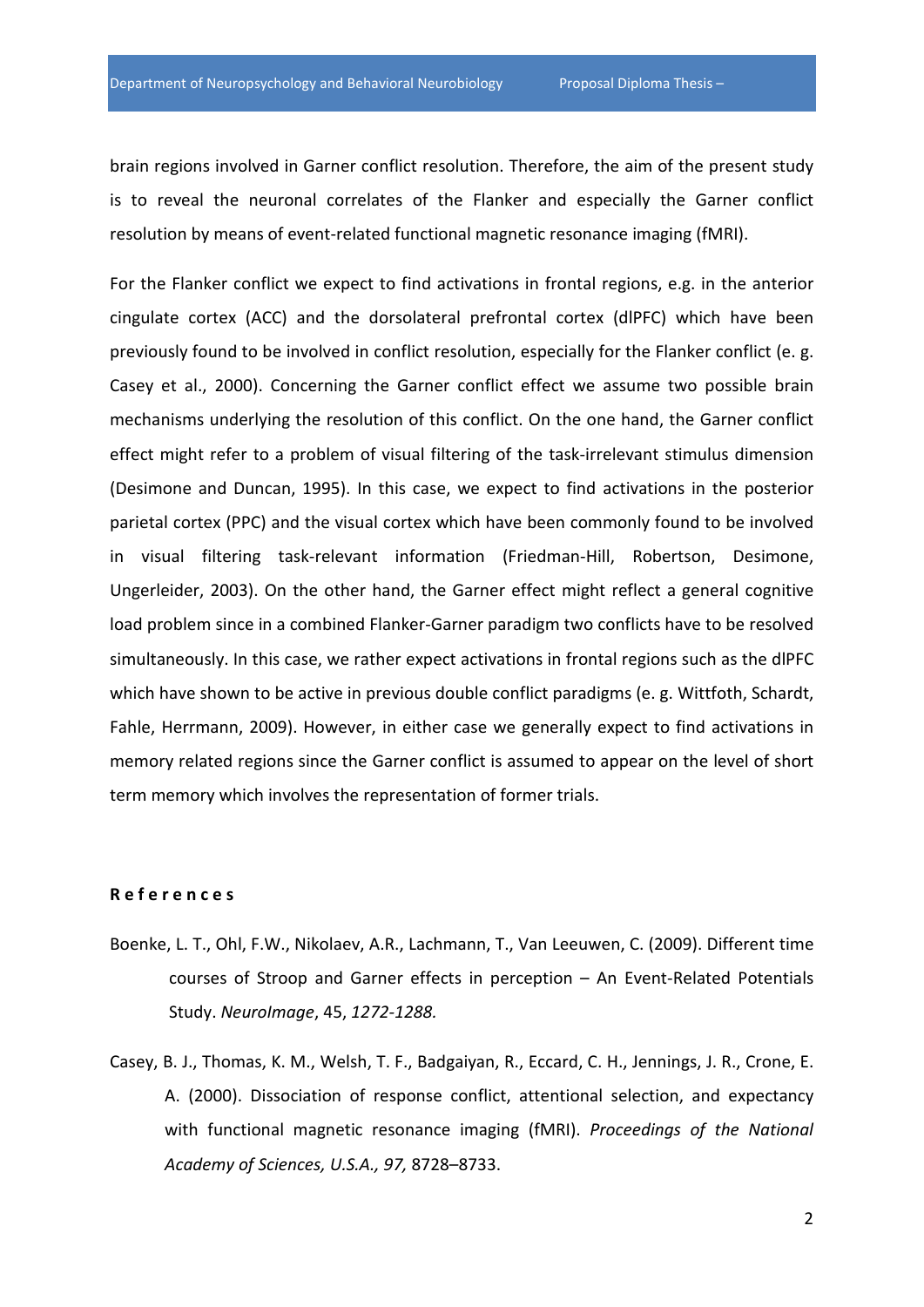brain regions involved in Garner conflict resolution. Therefore, the aim of the present study is to reveal the neuronal correlates of the Flanker and especially the Garner conflict resolution by means of event-related functional magnetic resonance imaging (fMRI).

For the Flanker conflict we expect to find activations in frontal regions, e.g. in the anterior cingulate cortex (ACC) and the dorsolateral prefrontal cortex (dlPFC) which have been previously found to be involved in conflict resolution, especially for the Flanker conflict (e. g. Casey et al., 2000). Concerning the Garner conflict effect we assume two possible brain mechanisms underlying the resolution of this conflict. On the one hand, the Garner conflict effect might refer to a problem of visual filtering of the task-irrelevant stimulus dimension (Desimone and Duncan, 1995). In this case, we expect to find activations in the posterior parietal cortex (PPC) and the visual cortex which have been commonly found to be involved in visual filtering task-relevant information (Friedman-Hill, Robertson, Desimone, Ungerleider, 2003). On the other hand, the Garner effect might reflect a general cognitive load problem since in a combined Flanker-Garner paradigm two conflicts have to be resolved simultaneously. In this case, we rather expect activations in frontal regions such as the dlPFC which have shown to be active in previous double conflict paradigms (e. g. Wittfoth, Schardt, Fahle, Herrmann, 2009). However, in either case we generally expect to find activations in memory related regions since the Garner conflict is assumed to appear on the level of short term memory which involves the representation of former trials.

**R e f e r e n c e s**

Boenke, L. T., Ohl, F.W., Nikolaev, A.R., Lachmann, T., Van Leeuwen, C. (2009). Different time courses of Stroop and Garner effects in perception – An Event-Related Potentials Study. *NeuroImage*, 45, *1272-1288.*

Casey, B. J., Thomas, K. M., Welsh, T. F., Badgaiyan, R., Eccard, C. H., Jennings, J. R., Crone, E. A. (2000). Dissociation of response conflict, attentional selection, and expectancy with functional magnetic resonance imaging (fMRI). *Proceedings of the National Academy of Sciences, U.S.A., 97,* 8728–8733.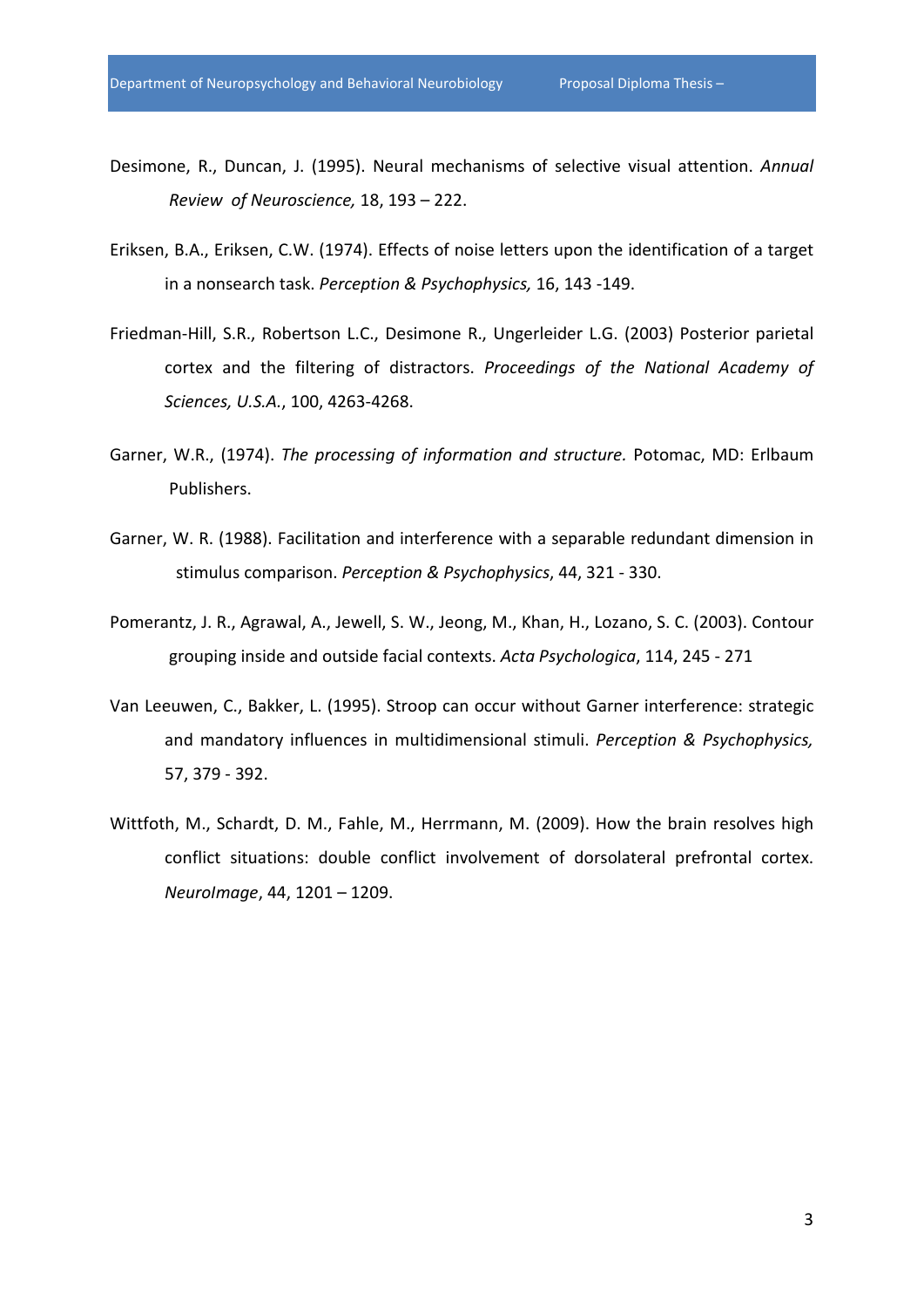Desimone, R., Duncan, J. (1995). Neural mechanisms of selective visual attention. *Annual Review of Neuroscience,* 18, 193 – 222.

Eriksen, B.A., Eriksen, C.W. (1974). Effects of noise letters upon the identification of a target in a nonsearch task. *Perception & Psychophysics,* 16, 143 -149.

Friedman-Hill, S.R., Robertson L.C., Desimone R., Ungerleider L.G. (2003) Posterior parietal cortex and the filtering of distractors. *Proceedings of the National Academy of Sciences, U.S.A.*, 100, 4263-4268.

Garner, W.R., (1974). *The processing of information and structure.* Potomac, MD: Erlbaum Publishers.

Garner, W. R. (1988). Facilitation and interference with a separable redundant dimension in stimulus comparison. *Perception & Psychophysics*, 44, 321 - 330.

Pomerantz, J. R., Agrawal, A., Jewell, S. W., Jeong, M., Khan, H., Lozano, S. C. (2003). Contour grouping inside and outside facial contexts. *Acta Psychologica*, 114, 245 - 271

Van Leeuwen, C., Bakker, L. (1995). Stroop can occur without Garner interference: strategic and mandatory influences in multidimensional stimuli. *Perception & Psychophysics,* 57, 379 - 392.

Wittfoth, M., Schardt, D. M., Fahle, M., Herrmann, M. (2009). How the brain resolves high conflict situations: double conflict involvement of dorsolateral prefrontal cortex. *NeuroImage*, 44, 1201 – 1209.